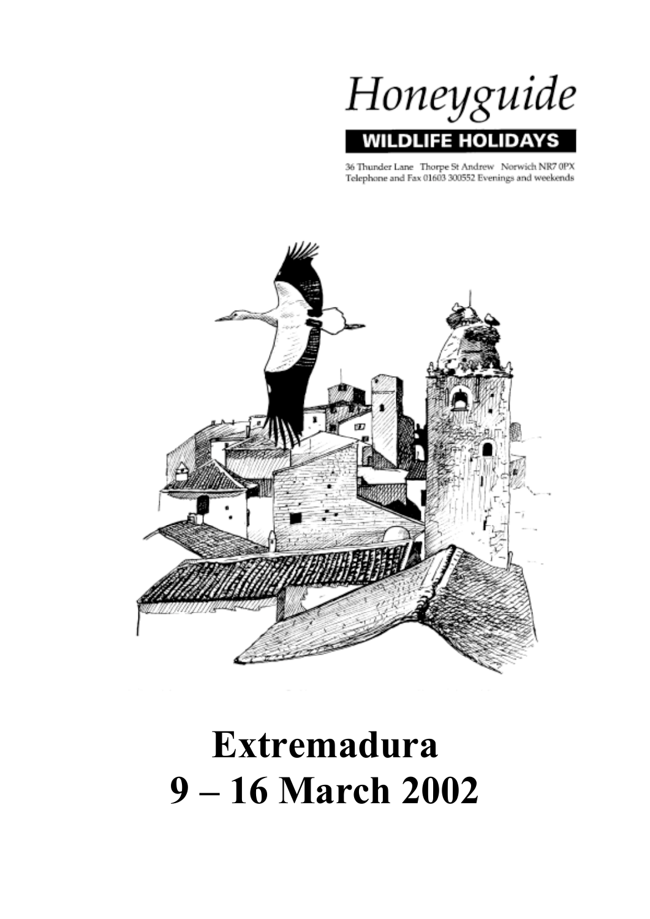# Honeyguide

**WILDLIFE HOLIDAYS**

36 Thunder Lane Thorpe St Andrew Norwich NR7 0PX
Telephone and Fax 01603 300552 Evenings and weekends

# Extremadura
# 9 – 16 March 2002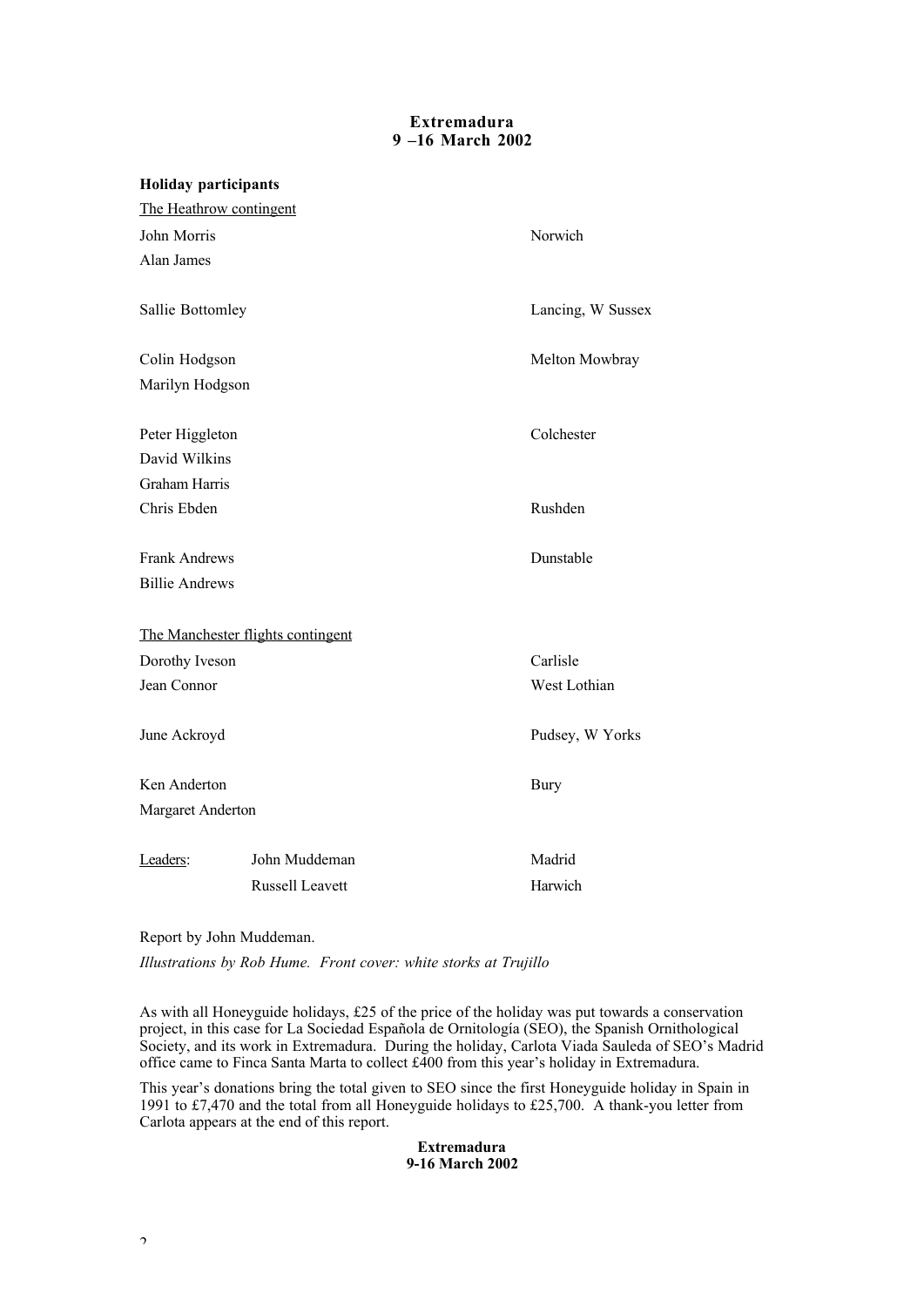# Extremadura
## 9 –16 March 2002

**Holiday participants**

The Heathrow contingent

| | |
|---|---|
| John Morris | Norwich |
| Alan James | |
| Sallie Bottomley | Lancing, W Sussex |
| Colin Hodgson | Melton Mowbray |
| Marilyn Hodgson | |
| Peter Higgleton | Colchester |
| David Wilkins | |
| Graham Harris | |
| Chris Ebden | Rushden |
| Frank Andrews | Dunstable |
| Billie Andrews | |

The Manchester flights contingent

| | |
|---|---|
| Dorothy Iveson | Carlisle |
| Jean Connor | West Lothian |
| June Ackroyd | Pudsey, W Yorks |
| Ken Anderton | Bury |
| Margaret Anderton | |

| Leaders: | | |
|---|---|---|
| | John Muddeman | Madrid |
| | Russell Leavett | Harwich |

Report by John Muddeman.

*Illustrations by Rob Hume. Front cover: white storks at Trujillo*

As with all Honeyguide holidays, £25 of the price of the holiday was put towards a conservation project, in this case for La Sociedad Española de Ornitología (SEO), the Spanish Ornithological Society, and its work in Extremadura. During the holiday, Carlota Viada Sauleda of SEO's Madrid office came to Finca Santa Marta to collect £400 from this year's holiday in Extremadura.

This year's donations bring the total given to SEO since the first Honeyguide holiday in Spain in 1991 to £7,470 and the total from all Honeyguide holidays to £25,700. A thank-you letter from Carlota appears at the end of this report.

**Extremadura**
**9-16 March 2002**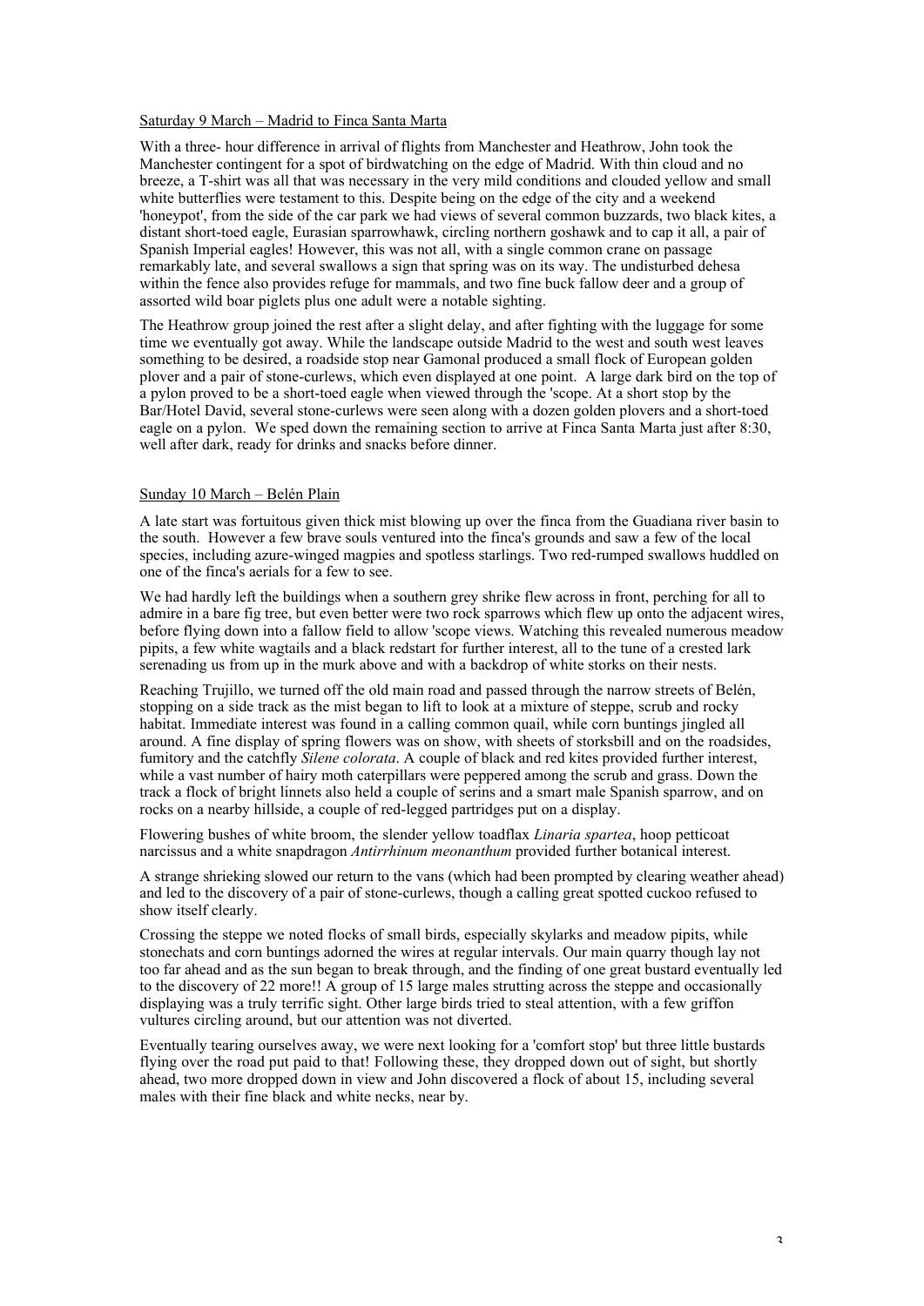Saturday 9 March – Madrid to Finca Santa Marta

With a three- hour difference in arrival of flights from Manchester and Heathrow, John took the Manchester contingent for a spot of birdwatching on the edge of Madrid. With thin cloud and no breeze, a T-shirt was all that was necessary in the very mild conditions and clouded yellow and small white butterflies were testament to this. Despite being on the edge of the city and a weekend 'honeypot', from the side of the car park we had views of several common buzzards, two black kites, a distant short-toed eagle, Eurasian sparrowhawk, circling northern goshawk and to cap it all, a pair of Spanish Imperial eagles! However, this was not all, with a single common crane on passage remarkably late, and several swallows a sign that spring was on its way. The undisturbed dehesa within the fence also provides refuge for mammals, and two fine buck fallow deer and a group of assorted wild boar piglets plus one adult were a notable sighting.

The Heathrow group joined the rest after a slight delay, and after fighting with the luggage for some time we eventually got away. While the landscape outside Madrid to the west and south west leaves something to be desired, a roadside stop near Gamonal produced a small flock of European golden plover and a pair of stone-curlews, which even displayed at one point. A large dark bird on the top of a pylon proved to be a short-toed eagle when viewed through the 'scope. At a short stop by the Bar/Hotel David, several stone-curlews were seen along with a dozen golden plovers and a short-toed eagle on a pylon. We sped down the remaining section to arrive at Finca Santa Marta just after 8:30, well after dark, ready for drinks and snacks before dinner.

Sunday 10 March – Belén Plain

A late start was fortuitous given thick mist blowing up over the finca from the Guadiana river basin to the south. However a few brave souls ventured into the finca's grounds and saw a few of the local species, including azure-winged magpies and spotless starlings. Two red-rumped swallows huddled on one of the finca's aerials for a few to see.

We had hardly left the buildings when a southern grey shrike flew across in front, perching for all to admire in a bare fig tree, but even better were two rock sparrows which flew up onto the adjacent wires, before flying down into a fallow field to allow 'scope views. Watching this revealed numerous meadow pipits, a few white wagtails and a black redstart for further interest, all to the tune of a crested lark serenading us from up in the murk above and with a backdrop of white storks on their nests.

Reaching Trujillo, we turned off the old main road and passed through the narrow streets of Belén, stopping on a side track as the mist began to lift to look at a mixture of steppe, scrub and rocky habitat. Immediate interest was found in a calling common quail, while corn buntings jingled all around. A fine display of spring flowers was on show, with sheets of storksbill and on the roadsides, fumitory and the catchfly *Silene colorata*. A couple of black and red kites provided further interest, while a vast number of hairy moth caterpillars were peppered among the scrub and grass. Down the track a flock of bright linnets also held a couple of serins and a smart male Spanish sparrow, and on rocks on a nearby hillside, a couple of red-legged partridges put on a display.

Flowering bushes of white broom, the slender yellow toadflax *Linaria spartea*, hoop petticoat narcissus and a white snapdragon *Antirrhinum meonanthum* provided further botanical interest.

A strange shrieking slowed our return to the vans (which had been prompted by clearing weather ahead) and led to the discovery of a pair of stone-curlews, though a calling great spotted cuckoo refused to show itself clearly.

Crossing the steppe we noted flocks of small birds, especially skylarks and meadow pipits, while stonechats and corn buntings adorned the wires at regular intervals. Our main quarry though lay not too far ahead and as the sun began to break through, and the finding of one great bustard eventually led to the discovery of 22 more!! A group of 15 large males strutting across the steppe and occasionally displaying was a truly terrific sight. Other large birds tried to steal attention, with a few griffon vultures circling around, but our attention was not diverted.

Eventually tearing ourselves away, we were next looking for a 'comfort stop' but three little bustards flying over the road put paid to that! Following these, they dropped down out of sight, but shortly ahead, two more dropped down in view and John discovered a flock of about 15, including several males with their fine black and white necks, near by.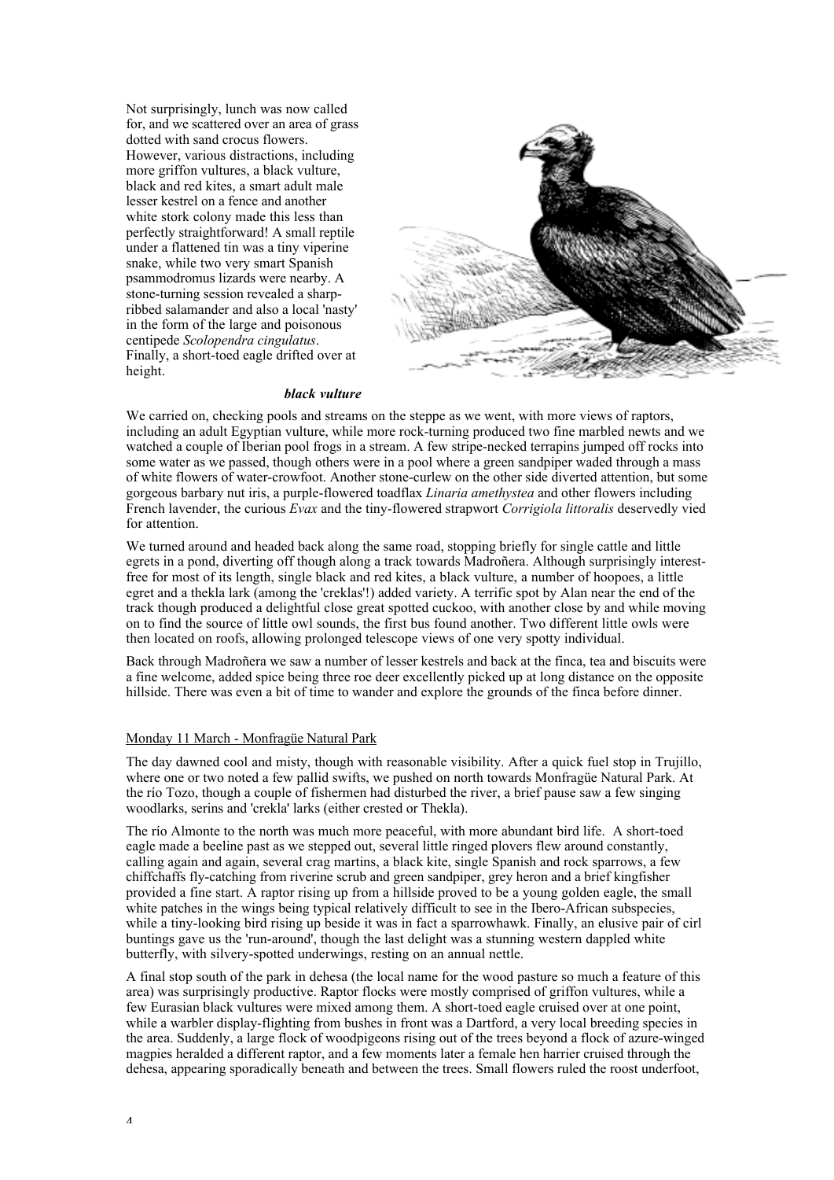Not surprisingly, lunch was now called for, and we scattered over an area of grass dotted with sand crocus flowers. However, various distractions, including more griffon vultures, a black vulture, black and red kites, a smart adult male lesser kestrel on a fence and another white stork colony made this less than perfectly straightforward! A small reptile under a flattened tin was a tiny viperine snake, while two very smart Spanish psammodromus lizards were nearby. A stone-turning session revealed a sharp-ribbed salamander and also a local 'nasty' in the form of the large and poisonous centipede *Scolopendra cingulatus*. Finally, a short-toed eagle drifted over at height.

***black vulture***

We carried on, checking pools and streams on the steppe as we went, with more views of raptors, including an adult Egyptian vulture, while more rock-turning produced two fine marbled newts and we watched a couple of Iberian pool frogs in a stream. A few stripe-necked terrapins jumped off rocks into some water as we passed, though others were in a pool where a green sandpiper waded through a mass of white flowers of water-crowfoot. Another stone-curlew on the other side diverted attention, but some gorgeous barbary nut iris, a purple-flowered toadflax *Linaria amethystea* and other flowers including French lavender, the curious *Evax* and the tiny-flowered strapwort *Corrigiola littoralis* deservedly vied for attention.

We turned around and headed back along the same road, stopping briefly for single cattle and little egrets in a pond, diverting off though along a track towards Madroñera. Although surprisingly interest-free for most of its length, single black and red kites, a black vulture, a number of hoopoes, a little egret and a thekla lark (among the 'creklas'!) added variety. A terrific spot by Alan near the end of the track though produced a delightful close great spotted cuckoo, with another close by and while moving on to find the source of little owl sounds, the first bus found another. Two different little owls were then located on roofs, allowing prolonged telescope views of one very spotty individual.

Back through Madroñera we saw a number of lesser kestrels and back at the finca, tea and biscuits were a fine welcome, added spice being three roe deer excellently picked up at long distance on the opposite hillside. There was even a bit of time to wander and explore the grounds of the finca before dinner.

## Monday 11 March - Monfragüe Natural Park

The day dawned cool and misty, though with reasonable visibility. After a quick fuel stop in Trujillo, where one or two noted a few pallid swifts, we pushed on north towards Monfragüe Natural Park. At the río Tozo, though a couple of fishermen had disturbed the river, a brief pause saw a few singing woodlarks, serins and 'crekla' larks (either crested or Thekla).

The río Almonte to the north was much more peaceful, with more abundant bird life. A short-toed eagle made a beeline past as we stepped out, several little ringed plovers flew around constantly, calling again and again, several crag martins, a black kite, single Spanish and rock sparrows, a few chiffchaffs fly-catching from riverine scrub and green sandpiper, grey heron and a brief kingfisher provided a fine start. A raptor rising up from a hillside proved to be a young golden eagle, the small white patches in the wings being typical relatively difficult to see in the Ibero-African subspecies, while a tiny-looking bird rising up beside it was in fact a sparrowhawk. Finally, an elusive pair of cirl buntings gave us the 'run-around', though the last delight was a stunning western dappled white butterfly, with silvery-spotted underwings, resting on an annual nettle.

A final stop south of the park in dehesa (the local name for the wood pasture so much a feature of this area) was surprisingly productive. Raptor flocks were mostly comprised of griffon vultures, while a few Eurasian black vultures were mixed among them. A short-toed eagle cruised over at one point, while a warbler display-flighting from bushes in front was a Dartford, a very local breeding species in the area. Suddenly, a large flock of woodpigeons rising out of the trees beyond a flock of azure-winged magpies heralded a different raptor, and a few moments later a female hen harrier cruised through the dehesa, appearing sporadically beneath and between the trees. Small flowers ruled the roost underfoot,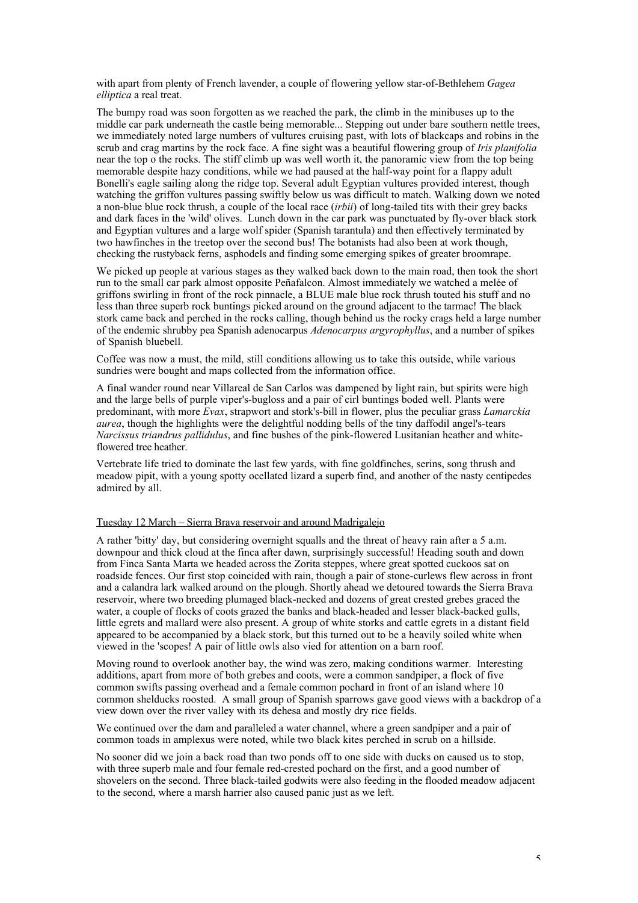with apart from plenty of French lavender, a couple of flowering yellow star-of-Bethlehem *Gagea elliptica* a real treat.

The bumpy road was soon forgotten as we reached the park, the climb in the minibuses up to the middle car park underneath the castle being memorable... Stepping out under bare southern nettle trees, we immediately noted large numbers of vultures cruising past, with lots of blackcaps and robins in the scrub and crag martins by the rock face. A fine sight was a beautiful flowering group of *Iris planifolia* near the top o the rocks. The stiff climb up was well worth it, the panoramic view from the top being memorable despite hazy conditions, while we had paused at the half-way point for a flappy adult Bonelli's eagle sailing along the ridge top. Several adult Egyptian vultures provided interest, though watching the griffon vultures passing swiftly below us was difficult to match. Walking down we noted a non-blue blue rock thrush, a couple of the local race (*irbii*) of long-tailed tits with their grey backs and dark faces in the 'wild' olives. Lunch down in the car park was punctuated by fly-over black stork and Egyptian vultures and a large wolf spider (Spanish tarantula) and then effectively terminated by two hawfinches in the treetop over the second bus! The botanists had also been at work though, checking the rustyback ferns, asphodels and finding some emerging spikes of greater broomrape.

We picked up people at various stages as they walked back down to the main road, then took the short run to the small car park almost opposite Peñafalcon. Almost immediately we watched a melée of griffons swirling in front of the rock pinnacle, a BLUE male blue rock thrush touted his stuff and no less than three superb rock buntings picked around on the ground adjacent to the tarmac! The black stork came back and perched in the rocks calling, though behind us the rocky crags held a large number of the endemic shrubby pea Spanish adenocarpus *Adenocarpus argyrophyllus*, and a number of spikes of Spanish bluebell.

Coffee was now a must, the mild, still conditions allowing us to take this outside, while various sundries were bought and maps collected from the information office.

A final wander round near Villareal de San Carlos was dampened by light rain, but spirits were high and the large bells of purple viper's-bugloss and a pair of cirl buntings boded well. Plants were predominant, with more *Evax*, strapwort and stork's-bill in flower, plus the peculiar grass *Lamarckia aurea*, though the highlights were the delightful nodding bells of the tiny daffodil angel's-tears *Narcissus triandrus pallidulus*, and fine bushes of the pink-flowered Lusitanian heather and white-flowered tree heather.

Vertebrate life tried to dominate the last few yards, with fine goldfinches, serins, song thrush and meadow pipit, with a young spotty ocellated lizard a superb find, and another of the nasty centipedes admired by all.

## Tuesday 12 March – Sierra Brava reservoir and around Madrigalejo

A rather 'bitty' day, but considering overnight squalls and the threat of heavy rain after a 5 a.m. downpour and thick cloud at the finca after dawn, surprisingly successful! Heading south and down from Finca Santa Marta we headed across the Zorita steppes, where great spotted cuckoos sat on roadside fences. Our first stop coincided with rain, though a pair of stone-curlews flew across in front and a calandra lark walked around on the plough. Shortly ahead we detoured towards the Sierra Brava reservoir, where two breeding plumaged black-necked and dozens of great crested grebes graced the water, a couple of flocks of coots grazed the banks and black-headed and lesser black-backed gulls, little egrets and mallard were also present. A group of white storks and cattle egrets in a distant field appeared to be accompanied by a black stork, but this turned out to be a heavily soiled white when viewed in the 'scopes! A pair of little owls also vied for attention on a barn roof.

Moving round to overlook another bay, the wind was zero, making conditions warmer. Interesting additions, apart from more of both grebes and coots, were a common sandpiper, a flock of five common swifts passing overhead and a female common pochard in front of an island where 10 common shelducks roosted. A small group of Spanish sparrows gave good views with a backdrop of a view down over the river valley with its dehesa and mostly dry rice fields.

We continued over the dam and paralleled a water channel, where a green sandpiper and a pair of common toads in amplexus were noted, while two black kites perched in scrub on a hillside.

No sooner did we join a back road than two ponds off to one side with ducks on caused us to stop, with three superb male and four female red-crested pochard on the first, and a good number of shovelers on the second. Three black-tailed godwits were also feeding in the flooded meadow adjacent to the second, where a marsh harrier also caused panic just as we left.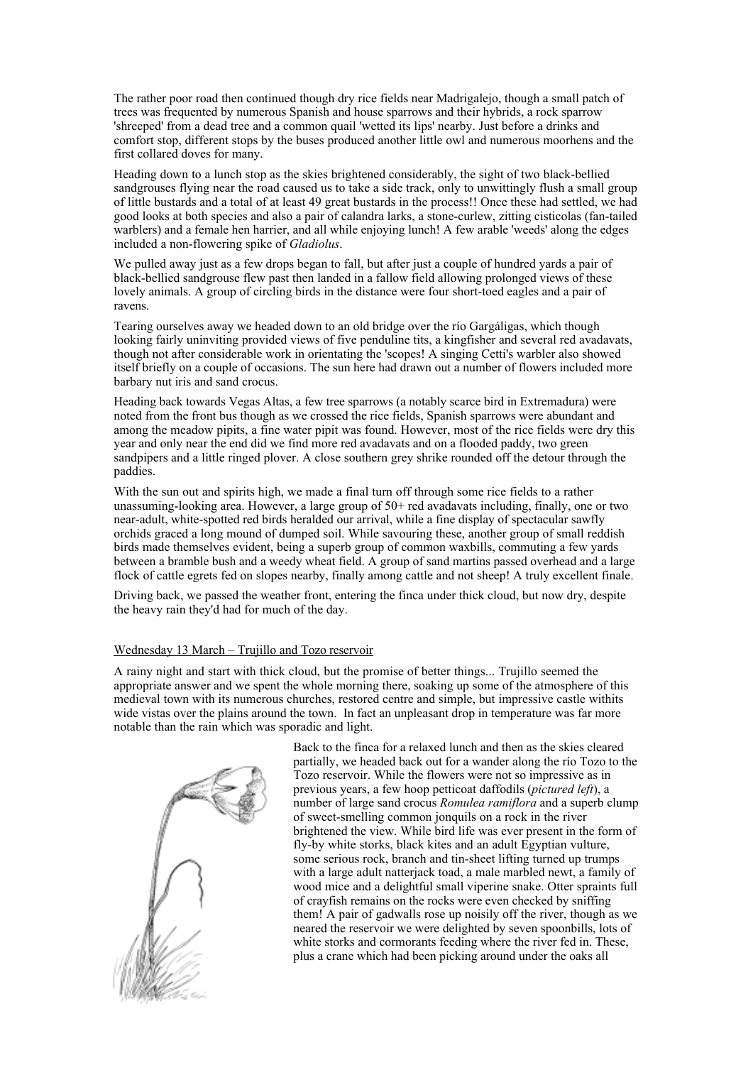The rather poor road then continued though dry rice fields near Madrigalejo, though a small patch of trees was frequented by numerous Spanish and house sparrows and their hybrids, a rock sparrow 'shreeped' from a dead tree and a common quail 'wetted its lips' nearby. Just before a drinks and comfort stop, different stops by the buses produced another little owl and numerous moorhens and the first collared doves for many.

Heading down to a lunch stop as the skies brightened considerably, the sight of two black-bellied sandgrouses flying near the road caused us to take a side track, only to unwittingly flush a small group of little bustards and a total of at least 49 great bustards in the process!! Once these had settled, we had good looks at both species and also a pair of calandra larks, a stone-curlew, zitting cisticolas (fan-tailed warblers) and a female hen harrier, and all while enjoying lunch! A few arable 'weeds' along the edges included a non-flowering spike of *Gladiolus*.

We pulled away just as a few drops began to fall, but after just a couple of hundred yards a pair of black-bellied sandgrouse flew past then landed in a fallow field allowing prolonged views of these lovely animals. A group of circling birds in the distance were four short-toed eagles and a pair of ravens.

Tearing ourselves away we headed down to an old bridge over the río Gargáligas, which though looking fairly uninviting provided views of five penduline tits, a kingfisher and several red avadavats, though not after considerable work in orientating the 'scopes! A singing Cetti's warbler also showed itself briefly on a couple of occasions. The sun here had drawn out a number of flowers included more barbary nut iris and sand crocus.

Heading back towards Vegas Altas, a few tree sparrows (a notably scarce bird in Extremadura) were noted from the front bus though as we crossed the rice fields, Spanish sparrows were abundant and among the meadow pipits, a fine water pipit was found. However, most of the rice fields were dry this year and only near the end did we find more red avadavats and on a flooded paddy, two green sandpipers and a little ringed plover. A close southern grey shrike rounded off the detour through the paddies.

With the sun out and spirits high, we made a final turn off through some rice fields to a rather unassuming-looking area. However, a large group of 50+ red avadavats including, finally, one or two near-adult, white-spotted red birds heralded our arrival, while a fine display of spectacular sawfly orchids graced a long mound of dumped soil. While savouring these, another group of small reddish birds made themselves evident, being a superb group of common waxbills, commuting a few yards between a bramble bush and a weedy wheat field. A group of sand martins passed overhead and a large flock of cattle egrets fed on slopes nearby, finally among cattle and not sheep! A truly excellent finale.

Driving back, we passed the weather front, entering the finca under thick cloud, but now dry, despite the heavy rain they'd had for much of the day.

## Wednesday 13 March – Trujillo and Tozo reservoir

A rainy night and start with thick cloud, but the promise of better things... Trujillo seemed the appropriate answer and we spent the whole morning there, soaking up some of the atmosphere of this medieval town with its numerous churches, restored centre and simple, but impressive castle withits wide vistas over the plains around the town. In fact an unpleasant drop in temperature was far more notable than the rain which was sporadic and light.

Back to the finca for a relaxed lunch and then as the skies cleared partially, we headed back out for a wander along the río Tozo to the Tozo reservoir. While the flowers were not so impressive as in previous years, a few hoop petticoat daffodils (*pictured left*), a number of large sand crocus *Romulea ramiflora* and a superb clump of sweet-smelling common jonquils on a rock in the river brightened the view. While bird life was ever present in the form of fly-by white storks, black kites and an adult Egyptian vulture, some serious rock, branch and tin-sheet lifting turned up trumps with a large adult natterjack toad, a male marbled newt, a family of wood mice and a delightful small viperine snake. Otter spraints full of crayfish remains on the rocks were even checked by sniffing them! A pair of gadwalls rose up noisily off the river, though as we neared the reservoir we were delighted by seven spoonbills, lots of white storks and cormorants feeding where the river fed in. These, plus a crane which had been picking around under the oaks all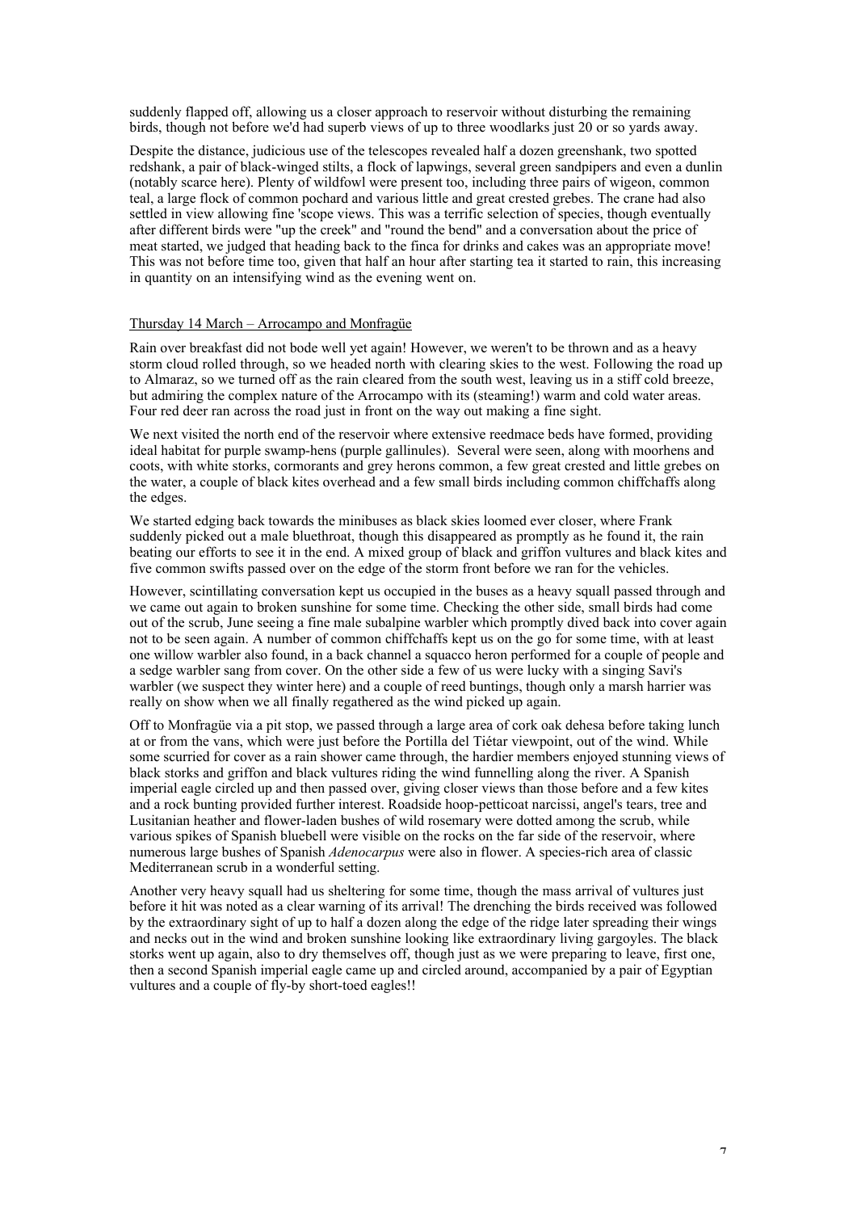suddenly flapped off, allowing us a closer approach to reservoir without disturbing the remaining birds, though not before we'd had superb views of up to three woodlarks just 20 or so yards away.

Despite the distance, judicious use of the telescopes revealed half a dozen greenshank, two spotted redshank, a pair of black-winged stilts, a flock of lapwings, several green sandpipers and even a dunlin (notably scarce here). Plenty of wildfowl were present too, including three pairs of wigeon, common teal, a large flock of common pochard and various little and great crested grebes. The crane had also settled in view allowing fine 'scope views. This was a terrific selection of species, though eventually after different birds were "up the creek" and "round the bend" and a conversation about the price of meat started, we judged that heading back to the finca for drinks and cakes was an appropriate move! This was not before time too, given that half an hour after starting tea it started to rain, this increasing in quantity on an intensifying wind as the evening went on.

## Thursday 14 March – Arrocampo and Monfragüe

Rain over breakfast did not bode well yet again! However, we weren't to be thrown and as a heavy storm cloud rolled through, so we headed north with clearing skies to the west. Following the road up to Almaraz, so we turned off as the rain cleared from the south west, leaving us in a stiff cold breeze, but admiring the complex nature of the Arrocampo with its (steaming!) warm and cold water areas. Four red deer ran across the road just in front on the way out making a fine sight.

We next visited the north end of the reservoir where extensive reedmace beds have formed, providing ideal habitat for purple swamp-hens (purple gallinules). Several were seen, along with moorhens and coots, with white storks, cormorants and grey herons common, a few great crested and little grebes on the water, a couple of black kites overhead and a few small birds including common chiffchaffs along the edges.

We started edging back towards the minibuses as black skies loomed ever closer, where Frank suddenly picked out a male bluethroat, though this disappeared as promptly as he found it, the rain beating our efforts to see it in the end. A mixed group of black and griffon vultures and black kites and five common swifts passed over on the edge of the storm front before we ran for the vehicles.

However, scintillating conversation kept us occupied in the buses as a heavy squall passed through and we came out again to broken sunshine for some time. Checking the other side, small birds had come out of the scrub, June seeing a fine male subalpine warbler which promptly dived back into cover again not to be seen again. A number of common chiffchaffs kept us on the go for some time, with at least one willow warbler also found, in a back channel a squacco heron performed for a couple of people and a sedge warbler sang from cover. On the other side a few of us were lucky with a singing Savi's warbler (we suspect they winter here) and a couple of reed buntings, though only a marsh harrier was really on show when we all finally regathered as the wind picked up again.

Off to Monfragüe via a pit stop, we passed through a large area of cork oak dehesa before taking lunch at or from the vans, which were just before the Portilla del Tiétar viewpoint, out of the wind. While some scurried for cover as a rain shower came through, the hardier members enjoyed stunning views of black storks and griffon and black vultures riding the wind funnelling along the river. A Spanish imperial eagle circled up and then passed over, giving closer views than those before and a few kites and a rock bunting provided further interest. Roadside hoop-petticoat narcissi, angel's tears, tree and Lusitanian heather and flower-laden bushes of wild rosemary were dotted among the scrub, while various spikes of Spanish bluebell were visible on the rocks on the far side of the reservoir, where numerous large bushes of Spanish *Adenocarpus* were also in flower. A species-rich area of classic Mediterranean scrub in a wonderful setting.

Another very heavy squall had us sheltering for some time, though the mass arrival of vultures just before it hit was noted as a clear warning of its arrival! The drenching the birds received was followed by the extraordinary sight of up to half a dozen along the edge of the ridge later spreading their wings and necks out in the wind and broken sunshine looking like extraordinary living gargoyles. The black storks went up again, also to dry themselves off, though just as we were preparing to leave, first one, then a second Spanish imperial eagle came up and circled around, accompanied by a pair of Egyptian vultures and a couple of fly-by short-toed eagles!!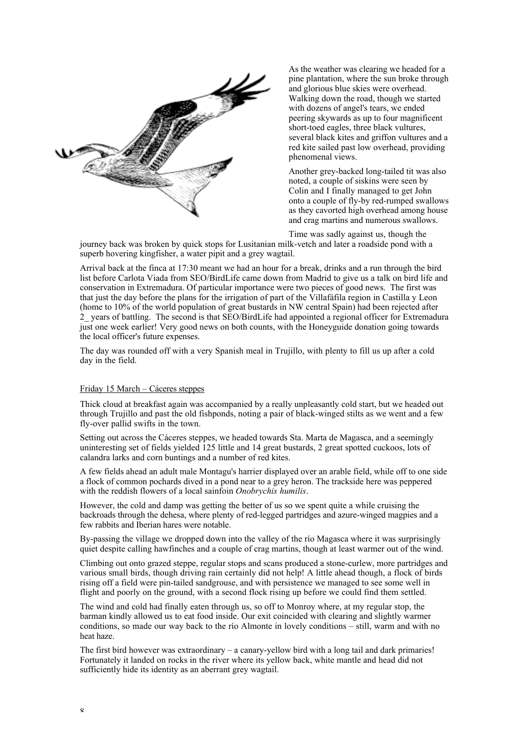As the weather was clearing we headed for a pine plantation, where the sun broke through and glorious blue skies were overhead. Walking down the road, though we started with dozens of angel's tears, we ended peering skywards as up to four magnificent short-toed eagles, three black vultures, several black kites and griffon vultures and a red kite sailed past low overhead, providing phenomenal views.

Another grey-backed long-tailed tit was also noted, a couple of siskins were seen by Colin and I finally managed to get John onto a couple of fly-by red-rumped swallows as they cavorted high overhead among house and crag martins and numerous swallows.

Time was sadly against us, though the journey back was broken by quick stops for Lusitanian milk-vetch and later a roadside pond with a superb hovering kingfisher, a water pipit and a grey wagtail.

Arrival back at the finca at 17:30 meant we had an hour for a break, drinks and a run through the bird list before Carlota Viada from SEO/BirdLife came down from Madrid to give us a talk on bird life and conservation in Extremadura. Of particular importance were two pieces of good news. The first was that just the day before the plans for the irrigation of part of the Villafáfila region in Castilla y Leon (home to 10% of the world population of great bustards in NW central Spain) had been rejected after 2_ years of battling. The second is that SEO/BirdLife had appointed a regional officer for Extremadura just one week earlier! Very good news on both counts, with the Honeyguide donation going towards the local officer's future expenses.

The day was rounded off with a very Spanish meal in Trujillo, with plenty to fill us up after a cold day in the field.

Friday 15 March – Cáceres steppes

Thick cloud at breakfast again was accompanied by a really unpleasantly cold start, but we headed out through Trujillo and past the old fishponds, noting a pair of black-winged stilts as we went and a few fly-over pallid swifts in the town.

Setting out across the Cáceres steppes, we headed towards Sta. Marta de Magasca, and a seemingly uninteresting set of fields yielded 125 little and 14 great bustards, 2 great spotted cuckoos, lots of calandra larks and corn buntings and a number of red kites.

A few fields ahead an adult male Montagu's harrier displayed over an arable field, while off to one side a flock of common pochards dived in a pond near to a grey heron. The trackside here was peppered with the reddish flowers of a local sainfoin *Onobrychis humilis*.

However, the cold and damp was getting the better of us so we spent quite a while cruising the backroads through the dehesa, where plenty of red-legged partridges and azure-winged magpies and a few rabbits and Iberian hares were notable.

By-passing the village we dropped down into the valley of the río Magasca where it was surprisingly quiet despite calling hawfinches and a couple of crag martins, though at least warmer out of the wind.

Climbing out onto grazed steppe, regular stops and scans produced a stone-curlew, more partridges and various small birds, though driving rain certainly did not help! A little ahead though, a flock of birds rising off a field were pin-tailed sandgrouse, and with persistence we managed to see some well in flight and poorly on the ground, with a second flock rising up before we could find them settled.

The wind and cold had finally eaten through us, so off to Monroy where, at my regular stop, the barman kindly allowed us to eat food inside. Our exit coincided with clearing and slightly warmer conditions, so made our way back to the río Almonte in lovely conditions – still, warm and with no heat haze.

The first bird however was extraordinary – a canary-yellow bird with a long tail and dark primaries! Fortunately it landed on rocks in the river where its yellow back, white mantle and head did not sufficiently hide its identity as an aberrant grey wagtail.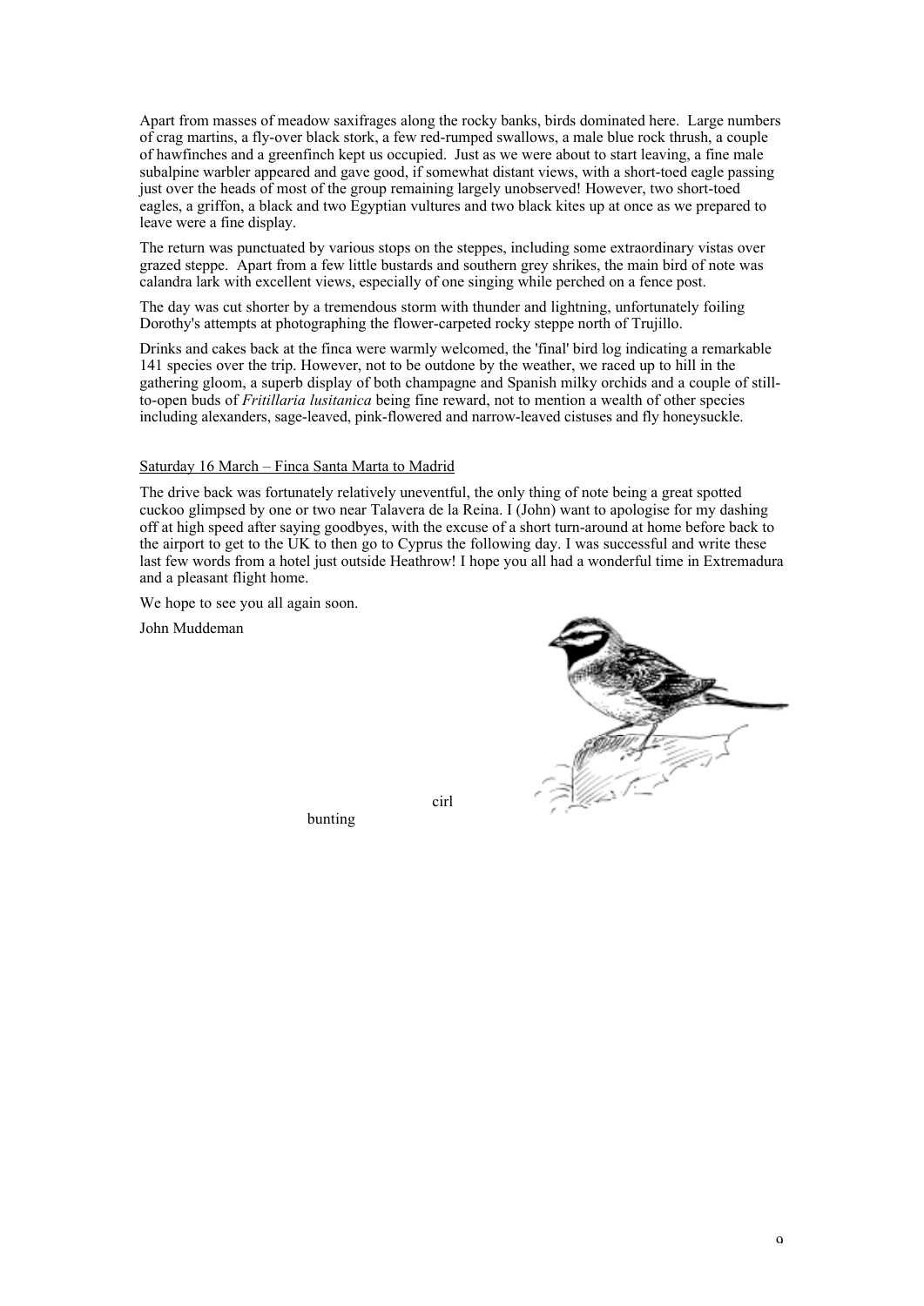Apart from masses of meadow saxifrages along the rocky banks, birds dominated here. Large numbers of crag martins, a fly-over black stork, a few red-rumped swallows, a male blue rock thrush, a couple of hawfinches and a greenfinch kept us occupied. Just as we were about to start leaving, a fine male subalpine warbler appeared and gave good, if somewhat distant views, with a short-toed eagle passing just over the heads of most of the group remaining largely unobserved! However, two short-toed eagles, a griffon, a black and two Egyptian vultures and two black kites up at once as we prepared to leave were a fine display.

The return was punctuated by various stops on the steppes, including some extraordinary vistas over grazed steppe. Apart from a few little bustards and southern grey shrikes, the main bird of note was calandra lark with excellent views, especially of one singing while perched on a fence post.

The day was cut shorter by a tremendous storm with thunder and lightning, unfortunately foiling Dorothy's attempts at photographing the flower-carpeted rocky steppe north of Trujillo.

Drinks and cakes back at the finca were warmly welcomed, the 'final' bird log indicating a remarkable 141 species over the trip. However, not to be outdone by the weather, we raced up to hill in the gathering gloom, a superb display of both champagne and Spanish milky orchids and a couple of still-to-open buds of *Fritillaria lusitanica* being fine reward, not to mention a wealth of other species including alexanders, sage-leaved, pink-flowered and narrow-leaved cistuses and fly honeysuckle.

Saturday 16 March – Finca Santa Marta to Madrid

The drive back was fortunately relatively uneventful, the only thing of note being a great spotted cuckoo glimpsed by one or two near Talavera de la Reina. I (John) want to apologise for my dashing off at high speed after saying goodbyes, with the excuse of a short turn-around at home before back to the airport to get to the UK to then go to Cyprus the following day. I was successful and write these last few words from a hotel just outside Heathrow! I hope you all had a wonderful time in Extremadura and a pleasant flight home.

We hope to see you all again soon.

John Muddeman

cirl bunting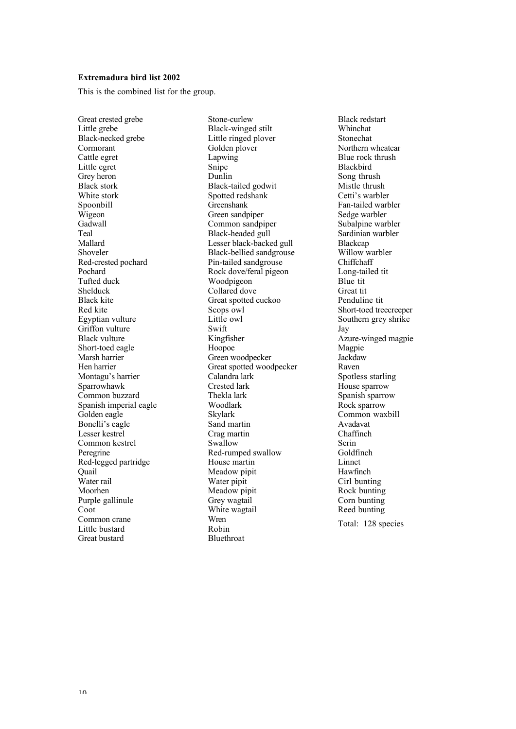**Extremadura bird list 2002**

This is the combined list for the group.

Great crested grebe
Little grebe
Black-necked grebe
Cormorant
Cattle egret
Little egret
Grey heron
Black stork
White stork
Spoonbill
Wigeon
Gadwall
Teal
Mallard
Shoveler
Red-crested pochard
Pochard
Tufted duck
Shelduck
Black kite
Red kite
Egyptian vulture
Griffon vulture
Black vulture
Short-toed eagle
Marsh harrier
Hen harrier
Montagu's harrier
Sparrowhawk
Common buzzard
Spanish imperial eagle
Golden eagle
Bonelli's eagle
Lesser kestrel
Common kestrel
Peregrine
Red-legged partridge
Quail
Water rail
Moorhen
Purple gallinule
Coot
Common crane
Little bustard
Great bustard
Stone-curlew
Black-winged stilt
Little ringed plover
Golden plover
Lapwing
Snipe
Dunlin
Black-tailed godwit
Spotted redshank
Greenshank
Green sandpiper
Common sandpiper
Black-headed gull
Lesser black-backed gull
Black-bellied sandgrouse
Pin-tailed sandgrouse
Rock dove/feral pigeon
Woodpigeon
Collared dove
Great spotted cuckoo
Scops owl
Little owl
Swift
Kingfisher
Hoopoe
Green woodpecker
Great spotted woodpecker
Calandra lark
Crested lark
Thekla lark
Woodlark
Skylark
Sand martin
Crag martin
Swallow
Red-rumped swallow
House martin
Meadow pipit
Water pipit
Meadow pipit
Grey wagtail
White wagtail
Wren
Robin
Bluethroat
Black redstart
Whinchat
Stonechat
Northern wheatear
Blue rock thrush
Blackbird
Song thrush
Mistle thrush
Cetti's warbler
Fan-tailed warbler
Sedge warbler
Subalpine warbler
Sardinian warbler
Blackcap
Willow warbler
Chiffchaff
Long-tailed tit
Blue tit
Great tit
Penduline tit
Short-toed treecreeper
Southern grey shrike
Jay
Azure-winged magpie
Magpie
Jackdaw
Raven
Spotless starling
House sparrow
Spanish sparrow
Rock sparrow
Common waxbill
Avadavat
Chaffinch
Serin
Goldfinch
Linnet
Hawfinch
Cirl bunting
Rock bunting
Corn bunting
Reed bunting

Total: 128 species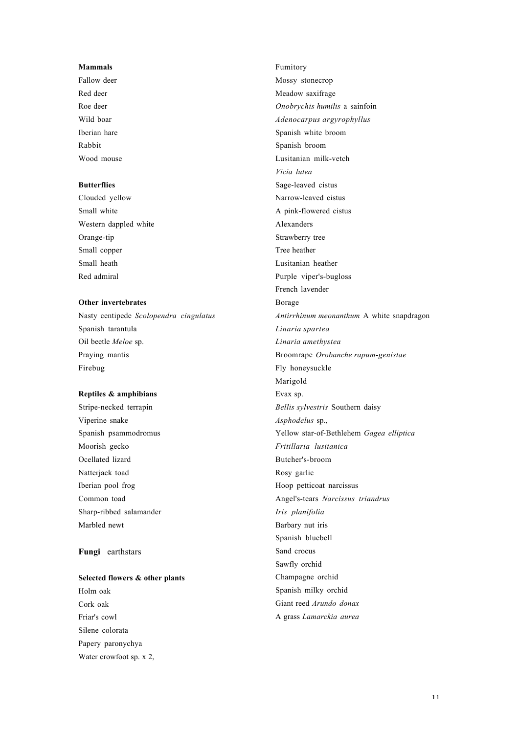**Mammals**

Fallow deer
Red deer
Roe deer
Wild boar
Iberian hare
Rabbit
Wood mouse

**Butterflies**

Clouded yellow
Small white
Western dappled white
Orange-tip
Small copper
Small heath
Red admiral

**Other invertebrates**

Nasty centipede *Scolopendra cingulatus*
Spanish tarantula
Oil beetle *Meloe* sp.
Praying mantis
Firebug

**Reptiles & amphibians**

Stripe-necked terrapin
Viperine snake
Spanish psammodromus
Moorish gecko
Ocellated lizard
Natterjack toad
Iberian pool frog
Common toad
Sharp-ribbed salamander
Marbled newt

**Fungi** earthstars

**Selected flowers & other plants**

Holm oak
Cork oak
Friar's cowl
Silene colorata
Papery paronychya
Water crowfoot sp. x 2,
Fumitory
Mossy stonecrop
Meadow saxifrage
*Onobrychis humilis* a sainfoin
*Adenocarpus argyrophyllus*
Spanish white broom
Spanish broom
Lusitanian milk-vetch
*Vicia lutea*
Sage-leaved cistus
Narrow-leaved cistus
A pink-flowered cistus
Alexanders
Strawberry tree
Tree heather
Lusitanian heather
Purple viper's-bugloss
French lavender
Borage
*Antirrhinum meonanthum* A white snapdragon
*Linaria spartea*
*Linaria amethystea*
Broomrape *Orobanche rapum-genistae*
Fly honeysuckle
Marigold
Evax sp.
*Bellis sylvestris* Southern daisy
*Asphodelus* sp.,
Yellow star-of-Bethlehem *Gagea elliptica*
*Fritillaria lusitanica*
Butcher's-broom
Rosy garlic
Hoop petticoat narcissus
Angel's-tears *Narcissus triandrus*
*Iris planifolia*
Barbary nut iris
Spanish bluebell
Sand crocus
Sawfly orchid
Champagne orchid
Spanish milky orchid
Giant reed *Arundo donax*
A grass *Lamarckia aurea*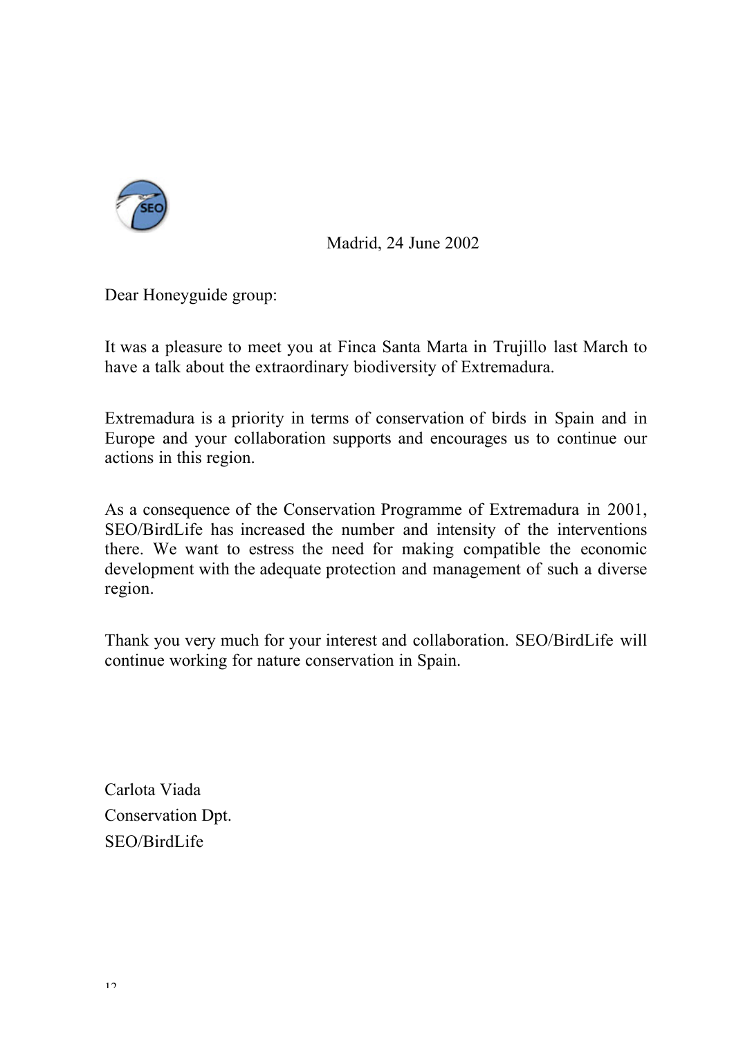Madrid, 24 June 2002

Dear Honeyguide group:

It was a pleasure to meet you at Finca Santa Marta in Trujillo last March to have a talk about the extraordinary biodiversity of Extremadura.

Extremadura is a priority in terms of conservation of birds in Spain and in Europe and your collaboration supports and encourages us to continue our actions in this region.

As a consequence of the Conservation Programme of Extremadura in 2001, SEO/BirdLife has increased the number and intensity of the interventions there. We want to estress the need for making compatible the economic development with the adequate protection and management of such a diverse region.

Thank you very much for your interest and collaboration. SEO/BirdLife will continue working for nature conservation in Spain.

Carlota Viada
Conservation Dpt.
SEO/BirdLife